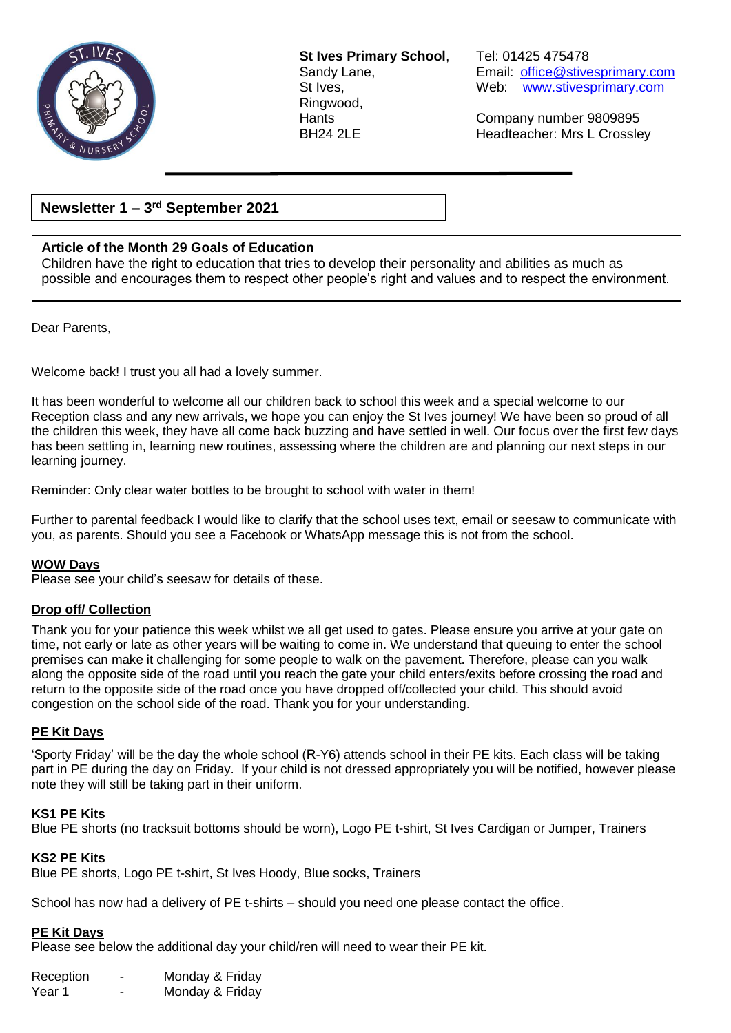**St Ives Primary School**,
Sandy Lane,
St Ives,
Ringwood,
Hants
BH24 2LE

Tel: 01425 475478
Email: office@stivesprimary.com
Web: www.stivesprimary.com

Company number 9809895
Headteacher: Mrs L Crossley

## Newsletter 1 – 3rd September 2021

**Article of the Month 29 Goals of Education**
Children have the right to education that tries to develop their personality and abilities as much as possible and encourages them to respect other people's right and values and to respect the environment.

Dear Parents,

Welcome back! I trust you all had a lovely summer.

It has been wonderful to welcome all our children back to school this week and a special welcome to our Reception class and any new arrivals, we hope you can enjoy the St Ives journey! We have been so proud of all the children this week, they have all come back buzzing and have settled in well. Our focus over the first few days has been settling in, learning new routines, assessing where the children are and planning our next steps in our learning journey.

Reminder: Only clear water bottles to be brought to school with water in them!

Further to parental feedback I would like to clarify that the school uses text, email or seesaw to communicate with you, as parents. Should you see a Facebook or WhatsApp message this is not from the school.

### WOW Days

Please see your child's seesaw for details of these.

### Drop off/ Collection

Thank you for your patience this week whilst we all get used to gates. Please ensure you arrive at your gate on time, not early or late as other years will be waiting to come in. We understand that queuing to enter the school premises can make it challenging for some people to walk on the pavement. Therefore, please can you walk along the opposite side of the road until you reach the gate your child enters/exits before crossing the road and return to the opposite side of the road once you have dropped off/collected your child. This should avoid congestion on the school side of the road. Thank you for your understanding.

### PE Kit Days

'Sporty Friday' will be the day the whole school (R-Y6) attends school in their PE kits. Each class will be taking part in PE during the day on Friday. If your child is not dressed appropriately you will be notified, however please note they will still be taking part in their uniform.

**KS1 PE Kits**
Blue PE shorts (no tracksuit bottoms should be worn), Logo PE t-shirt, St Ives Cardigan or Jumper, Trainers

**KS2 PE Kits**
Blue PE shorts, Logo PE t-shirt, St Ives Hoody, Blue socks, Trainers

School has now had a delivery of PE t-shirts – should you need one please contact the office.

### PE Kit Days

Please see below the additional day your child/ren will need to wear their PE kit.

Reception - Monday & Friday
Year 1 - Monday & Friday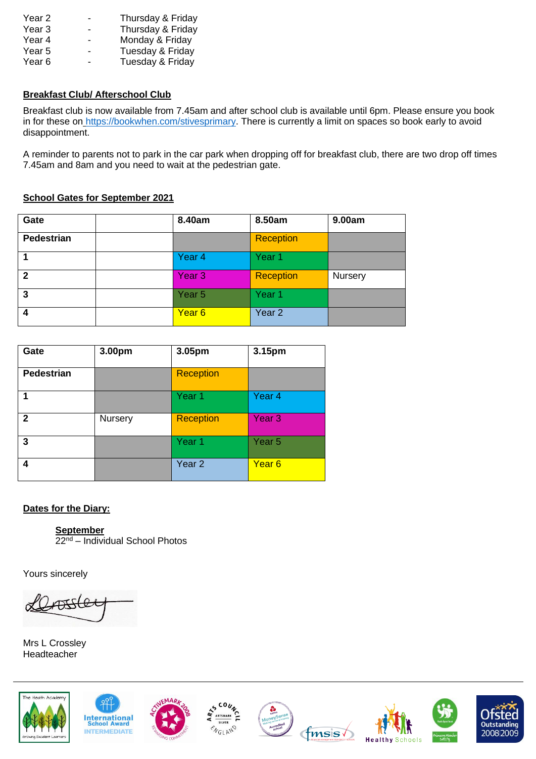Year 2 - Thursday & Friday
Year 3 - Thursday & Friday
Year 4 - Monday & Friday
Year 5 - Tuesday & Friday
Year 6 - Tuesday & Friday

**Breakfast Club/ Afterschool Club**

Breakfast club is now available from 7.45am and after school club is available until 6pm. Please ensure you book in for these on https://bookwhen.com/stivesprimary. There is currently a limit on spaces so book early to avoid disappointment.

A reminder to parents not to park in the car park when dropping off for breakfast club, there are two drop off times 7.45am and 8am and you need to wait at the pedestrian gate.

**School Gates for September 2021**

| Gate | | 8.40am | 8.50am | 9.00am |
|---|---|---|---|---|
| Pedestrian | | | Reception | |
| 1 | | Year 4 | Year 1 | |
| 2 | | Year 3 | Reception | Nursery |
| 3 | | Year 5 | Year 1 | |
| 4 | | Year 6 | Year 2 | |

| Gate | 3.00pm | 3.05pm | 3.15pm |
|---|---|---|---|
| Pedestrian | | Reception | |
| 1 | | Year 1 | Year 4 |
| 2 | Nursery | Reception | Year 3 |
| 3 | | Year 1 | Year 5 |
| 4 | | Year 2 | Year 6 |

**Dates for the Diary:**

**September**
22nd – Individual School Photos

Yours sincerely

Mrs L Crossley
Headteacher